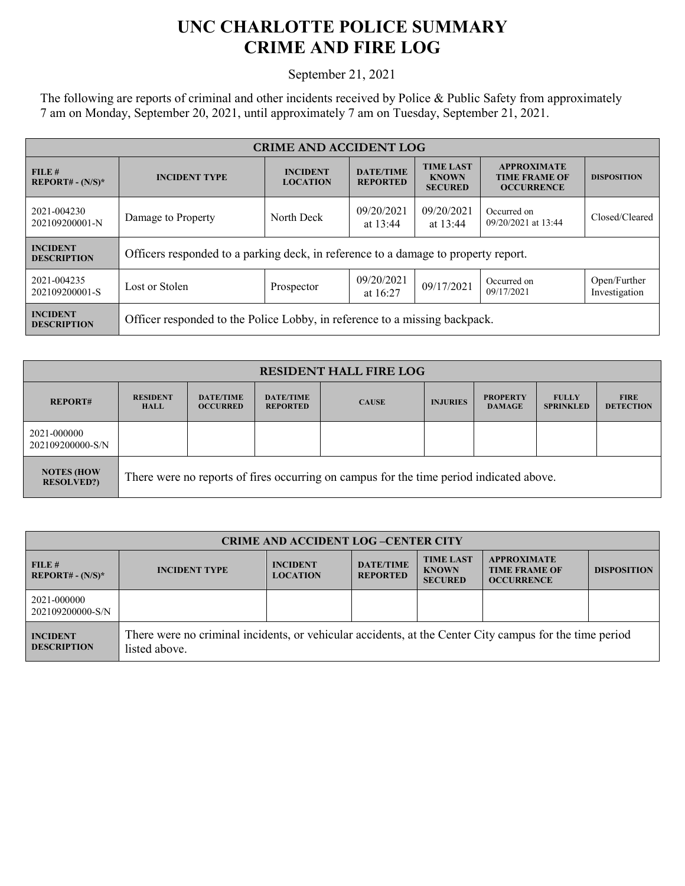# UNC CHARLOTTE POLICE SUMMARY
# CRIME AND FIRE LOG

September 21, 2021

The following are reports of criminal and other incidents received by Police & Public Safety from approximately 7 am on Monday, September 20, 2021, until approximately 7 am on Tuesday, September 21, 2021.

| CRIME AND ACCIDENT LOG | | | | | | |
|---|---|---|---|---|---|---|
| **FILE # REPORT# - (N/S)*** | **INCIDENT TYPE** | **INCIDENT LOCATION** | **DATE/TIME REPORTED** | **TIME LAST KNOWN SECURED** | **APPROXIMATE TIME FRAME OF OCCURRENCE** | **DISPOSITION** |
| 2021-004230 202109200001-N | Damage to Property | North Deck | 09/20/2021 at 13:44 | 09/20/2021 at 13:44 | Occurred on 09/20/2021 at 13:44 | Closed/Cleared |
| **INCIDENT DESCRIPTION** | Officers responded to a parking deck, in reference to a damage to property report. | | | | | |
| 2021-004235 202109200001-S | Lost or Stolen | Prospector | 09/20/2021 at 16:27 | 09/17/2021 | Occurred on 09/17/2021 | Open/Further Investigation |
| **INCIDENT DESCRIPTION** | Officer responded to the Police Lobby, in reference to a missing backpack. | | | | | |

| RESIDENT HALL FIRE LOG | | | | | | | | |
|---|---|---|---|---|---|---|---|---|
| **REPORT#** | **RESIDENT HALL** | **DATE/TIME OCCURRED** | **DATE/TIME REPORTED** | **CAUSE** | **INJURIES** | **PROPERTY DAMAGE** | **FULLY SPRINKLED** | **FIRE DETECTION** |
| 2021-000000 202109200000-S/N | | | | | | | | |
| **NOTES (HOW RESOLVED?)** | There were no reports of fires occurring on campus for the time period indicated above. | | | | | | | |

| CRIME AND ACCIDENT LOG –CENTER CITY | | | | | | |
|---|---|---|---|---|---|---|
| **FILE # REPORT# - (N/S)*** | **INCIDENT TYPE** | **INCIDENT LOCATION** | **DATE/TIME REPORTED** | **TIME LAST KNOWN SECURED** | **APPROXIMATE TIME FRAME OF OCCURRENCE** | **DISPOSITION** |
| 2021-000000 202109200000-S/N | | | | | | |
| **INCIDENT DESCRIPTION** | There were no criminal incidents, or vehicular accidents, at the Center City campus for the time period listed above. | | | | | |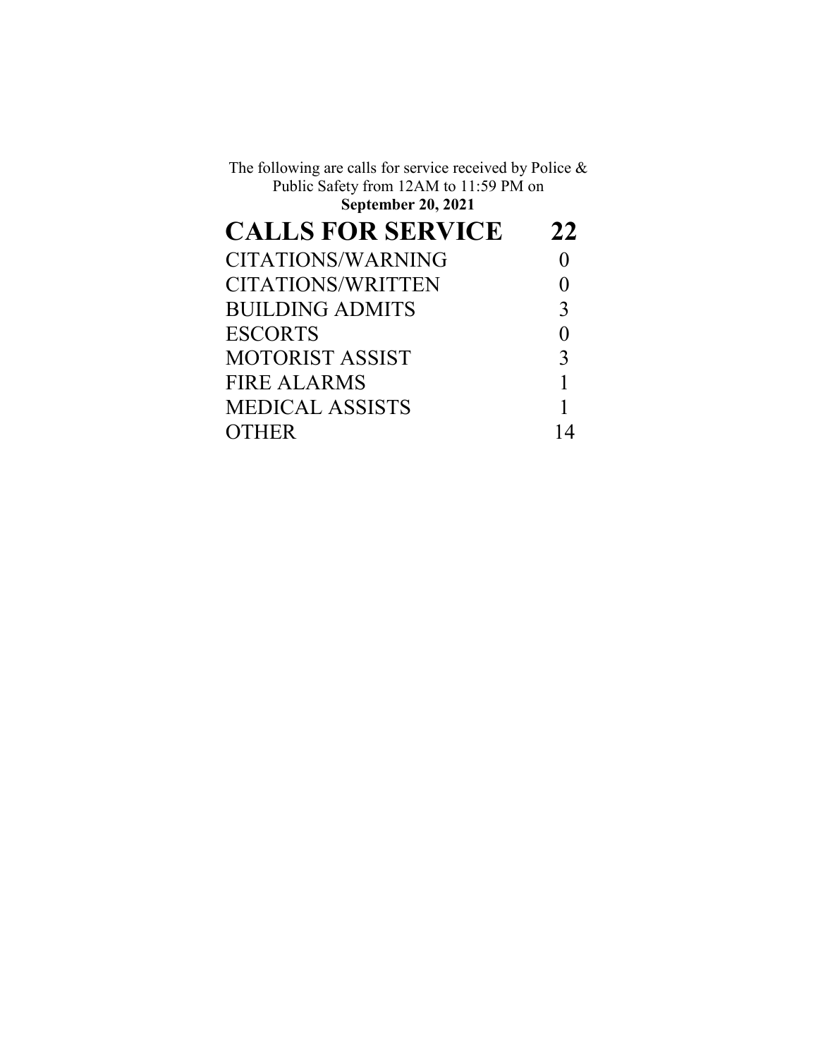The following are calls for service received by Police & Public Safety from 12AM to 11:59 PM on

**September 20, 2021**

| | |
|---|---|
| **CALLS FOR SERVICE** | **22** |
| CITATIONS/WARNING | 0 |
| CITATIONS/WRITTEN | 0 |
| BUILDING ADMITS | 3 |
| ESCORTS | 0 |
| MOTORIST ASSIST | 3 |
| FIRE ALARMS | 1 |
| MEDICAL ASSISTS | 1 |
| OTHER | 14 |